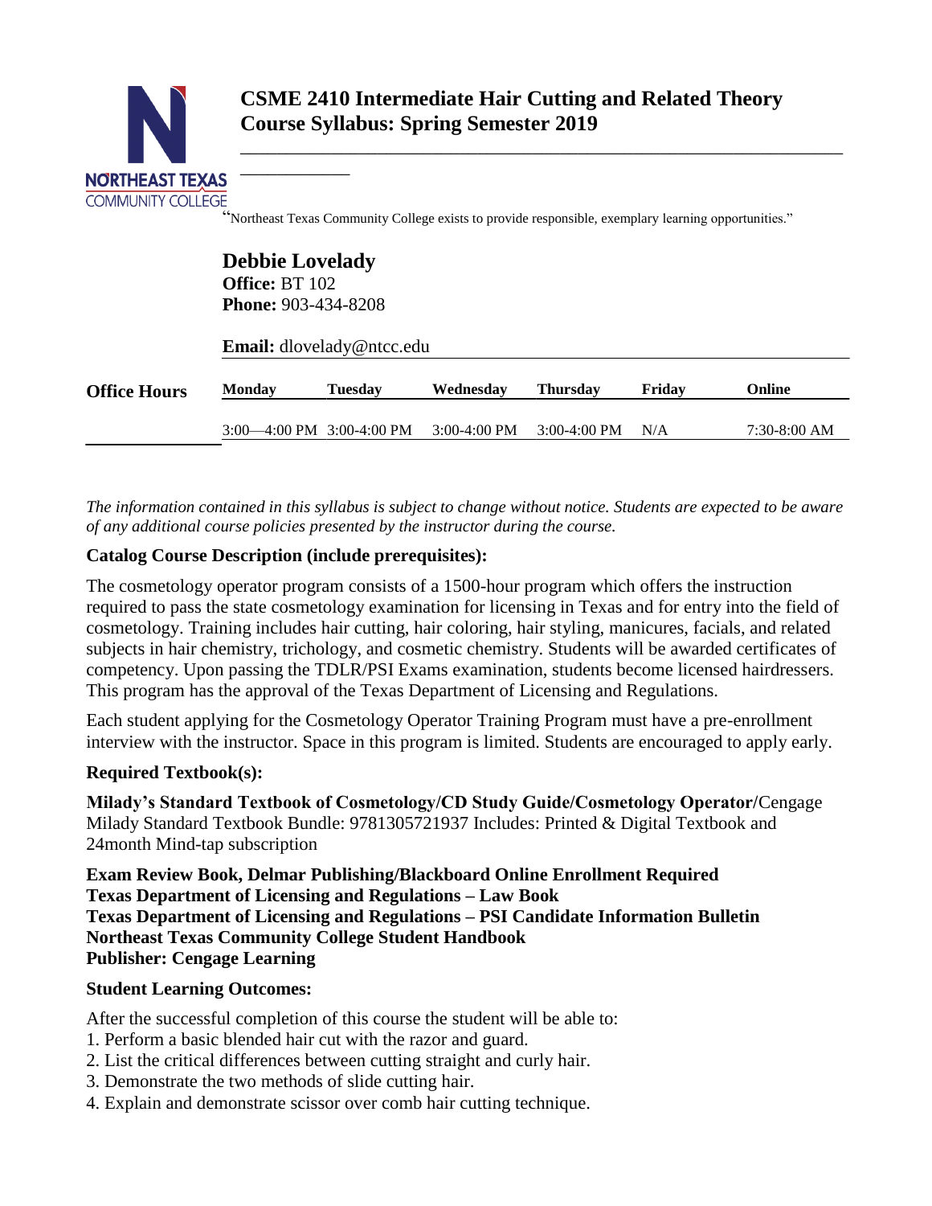# CSME 2410 Intermediate Hair Cutting and Related Theory Course Syllabus: Spring Semester 2019

"Northeast Texas Community College exists to provide responsible, exemplary learning opportunities."

**Debbie Lovelady**
**Office:** BT 102
**Phone:** 903-434-8208

**Email:** dlovelady@ntcc.edu

| Office Hours | Monday | Tuesday | Wednesday | Thursday | Friday | Online |
|---|---|---|---|---|---|---|
| | 3:00—4:00 PM | 3:00-4:00 PM | 3:00-4:00 PM | 3:00-4:00 PM | N/A | 7:30-8:00 AM |

*The information contained in this syllabus is subject to change without notice. Students are expected to be aware of any additional course policies presented by the instructor during the course.*

### Catalog Course Description (include prerequisites):

The cosmetology operator program consists of a 1500-hour program which offers the instruction required to pass the state cosmetology examination for licensing in Texas and for entry into the field of cosmetology. Training includes hair cutting, hair coloring, hair styling, manicures, facials, and related subjects in hair chemistry, trichology, and cosmetic chemistry. Students will be awarded certificates of competency. Upon passing the TDLR/PSI Exams examination, students become licensed hairdressers. This program has the approval of the Texas Department of Licensing and Regulations.

Each student applying for the Cosmetology Operator Training Program must have a pre-enrollment interview with the instructor. Space in this program is limited. Students are encouraged to apply early.

### Required Textbook(s):

**Milady's Standard Textbook of Cosmetology/CD Study Guide/Cosmetology Operator/**Cengage Milady Standard Textbook Bundle: 9781305721937 Includes: Printed & Digital Textbook and 24month Mind-tap subscription

**Exam Review Book, Delmar Publishing/Blackboard Online Enrollment Required**
**Texas Department of Licensing and Regulations – Law Book**
**Texas Department of Licensing and Regulations – PSI Candidate Information Bulletin**
**Northeast Texas Community College Student Handbook**
**Publisher: Cengage Learning**

### Student Learning Outcomes:

After the successful completion of this course the student will be able to:
1. Perform a basic blended hair cut with the razor and guard.
2. List the critical differences between cutting straight and curly hair.
3. Demonstrate the two methods of slide cutting hair.
4. Explain and demonstrate scissor over comb hair cutting technique.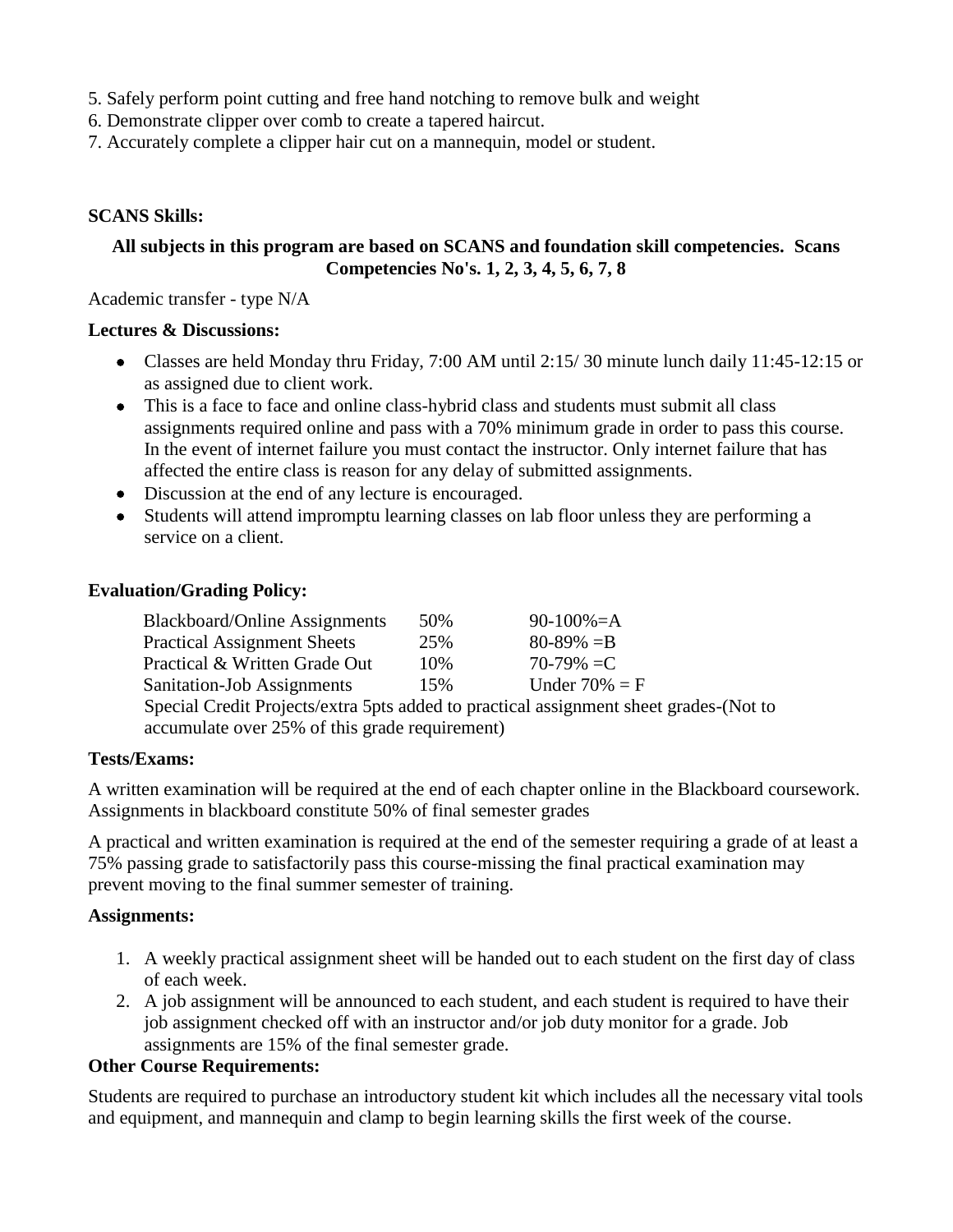5. Safely perform point cutting and free hand notching to remove bulk and weight
6. Demonstrate clipper over comb to create a tapered haircut.
7. Accurately complete a clipper hair cut on a mannequin, model or student.

**SCANS Skills:**

**All subjects in this program are based on SCANS and foundation skill competencies. Scans Competencies No's. 1, 2, 3, 4, 5, 6, 7, 8**

Academic transfer - type N/A

**Lectures & Discussions:**

- Classes are held Monday thru Friday, 7:00 AM until 2:15/ 30 minute lunch daily 11:45-12:15 or as assigned due to client work.
- This is a face to face and online class-hybrid class and students must submit all class assignments required online and pass with a 70% minimum grade in order to pass this course. In the event of internet failure you must contact the instructor. Only internet failure that has affected the entire class is reason for any delay of submitted assignments.
- Discussion at the end of any lecture is encouraged.
- Students will attend impromptu learning classes on lab floor unless they are performing a service on a client.

**Evaluation/Grading Policy:**

| | | |
|---|---|---|
| Blackboard/Online Assignments | 50% | 90-100%=A |
| Practical Assignment Sheets | 25% | 80-89% =B |
| Practical & Written Grade Out | 10% | 70-79% =C |
| Sanitation-Job Assignments | 15% | Under 70% = F |

Special Credit Projects/extra 5pts added to practical assignment sheet grades-(Not to accumulate over 25% of this grade requirement)

**Tests/Exams:**

A written examination will be required at the end of each chapter online in the Blackboard coursework. Assignments in blackboard constitute 50% of final semester grades

A practical and written examination is required at the end of the semester requiring a grade of at least a 75% passing grade to satisfactorily pass this course-missing the final practical examination may prevent moving to the final summer semester of training.

**Assignments:**

1. A weekly practical assignment sheet will be handed out to each student on the first day of class of each week.
2. A job assignment will be announced to each student, and each student is required to have their job assignment checked off with an instructor and/or job duty monitor for a grade. Job assignments are 15% of the final semester grade.

**Other Course Requirements:**

Students are required to purchase an introductory student kit which includes all the necessary vital tools and equipment, and mannequin and clamp to begin learning skills the first week of the course.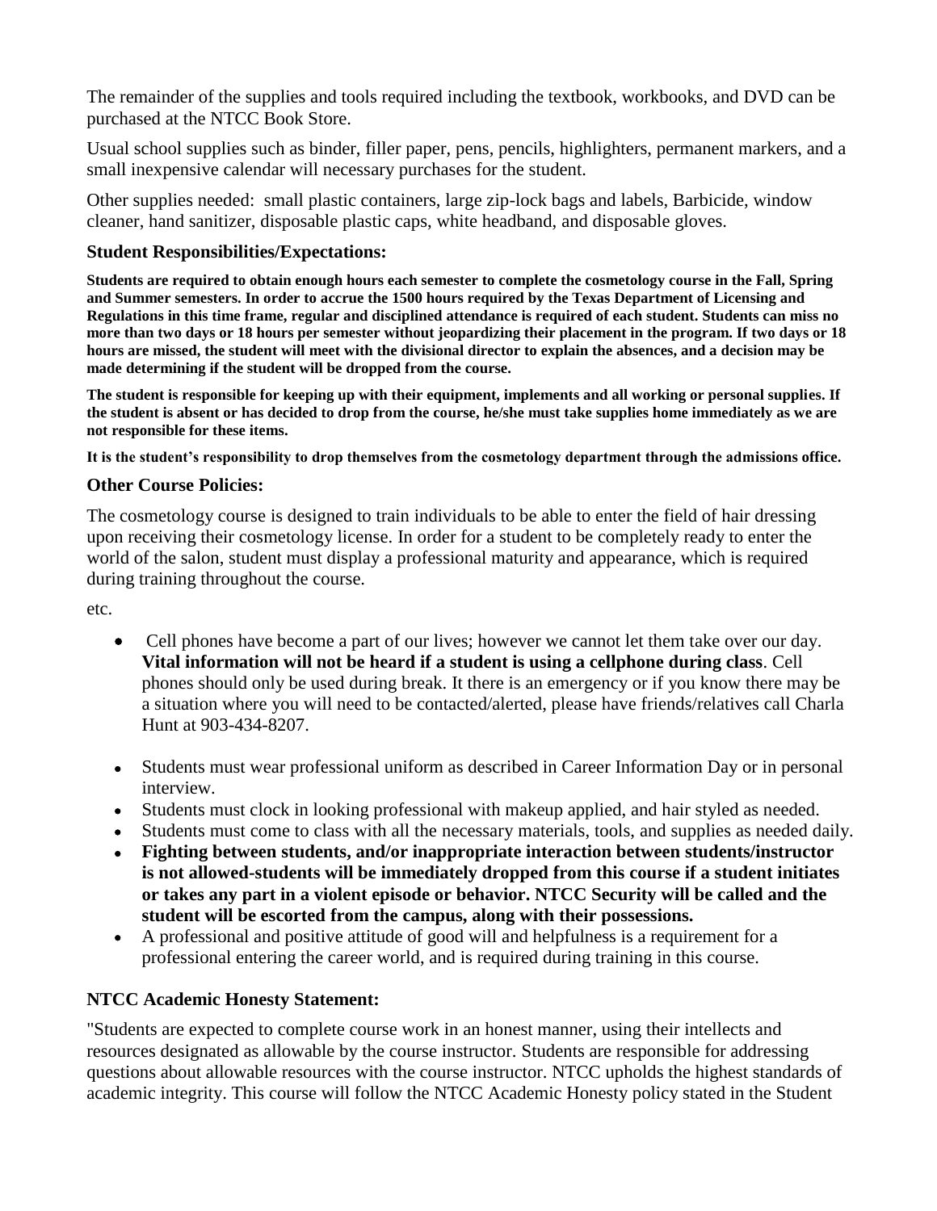The remainder of the supplies and tools required including the textbook, workbooks, and DVD can be purchased at the NTCC Book Store.

Usual school supplies such as binder, filler paper, pens, pencils, highlighters, permanent markers, and a small inexpensive calendar will necessary purchases for the student.

Other supplies needed: small plastic containers, large zip-lock bags and labels, Barbicide, window cleaner, hand sanitizer, disposable plastic caps, white headband, and disposable gloves.

### Student Responsibilities/Expectations:

**Students are required to obtain enough hours each semester to complete the cosmetology course in the Fall, Spring and Summer semesters. In order to accrue the 1500 hours required by the Texas Department of Licensing and Regulations in this time frame, regular and disciplined attendance is required of each student. Students can miss no more than two days or 18 hours per semester without jeopardizing their placement in the program. If two days or 18 hours are missed, the student will meet with the divisional director to explain the absences, and a decision may be made determining if the student will be dropped from the course.**

**The student is responsible for keeping up with their equipment, implements and all working or personal supplies. If the student is absent or has decided to drop from the course, he/she must take supplies home immediately as we are not responsible for these items.**

**It is the student's responsibility to drop themselves from the cosmetology department through the admissions office.**

### Other Course Policies:

The cosmetology course is designed to train individuals to be able to enter the field of hair dressing upon receiving their cosmetology license. In order for a student to be completely ready to enter the world of the salon, student must display a professional maturity and appearance, which is required during training throughout the course.

etc.

- Cell phones have become a part of our lives; however we cannot let them take over our day. **Vital information will not be heard if a student is using a cellphone during class**. Cell phones should only be used during break. It there is an emergency or if you know there may be a situation where you will need to be contacted/alerted, please have friends/relatives call Charla Hunt at 903-434-8207.

- Students must wear professional uniform as described in Career Information Day or in personal interview.
- Students must clock in looking professional with makeup applied, and hair styled as needed.
- Students must come to class with all the necessary materials, tools, and supplies as needed daily.
- **Fighting between students, and/or inappropriate interaction between students/instructor is not allowed-students will be immediately dropped from this course if a student initiates or takes any part in a violent episode or behavior. NTCC Security will be called and the student will be escorted from the campus, along with their possessions.**
- A professional and positive attitude of good will and helpfulness is a requirement for a professional entering the career world, and is required during training in this course.

### NTCC Academic Honesty Statement:

"Students are expected to complete course work in an honest manner, using their intellects and resources designated as allowable by the course instructor. Students are responsible for addressing questions about allowable resources with the course instructor. NTCC upholds the highest standards of academic integrity. This course will follow the NTCC Academic Honesty policy stated in the Student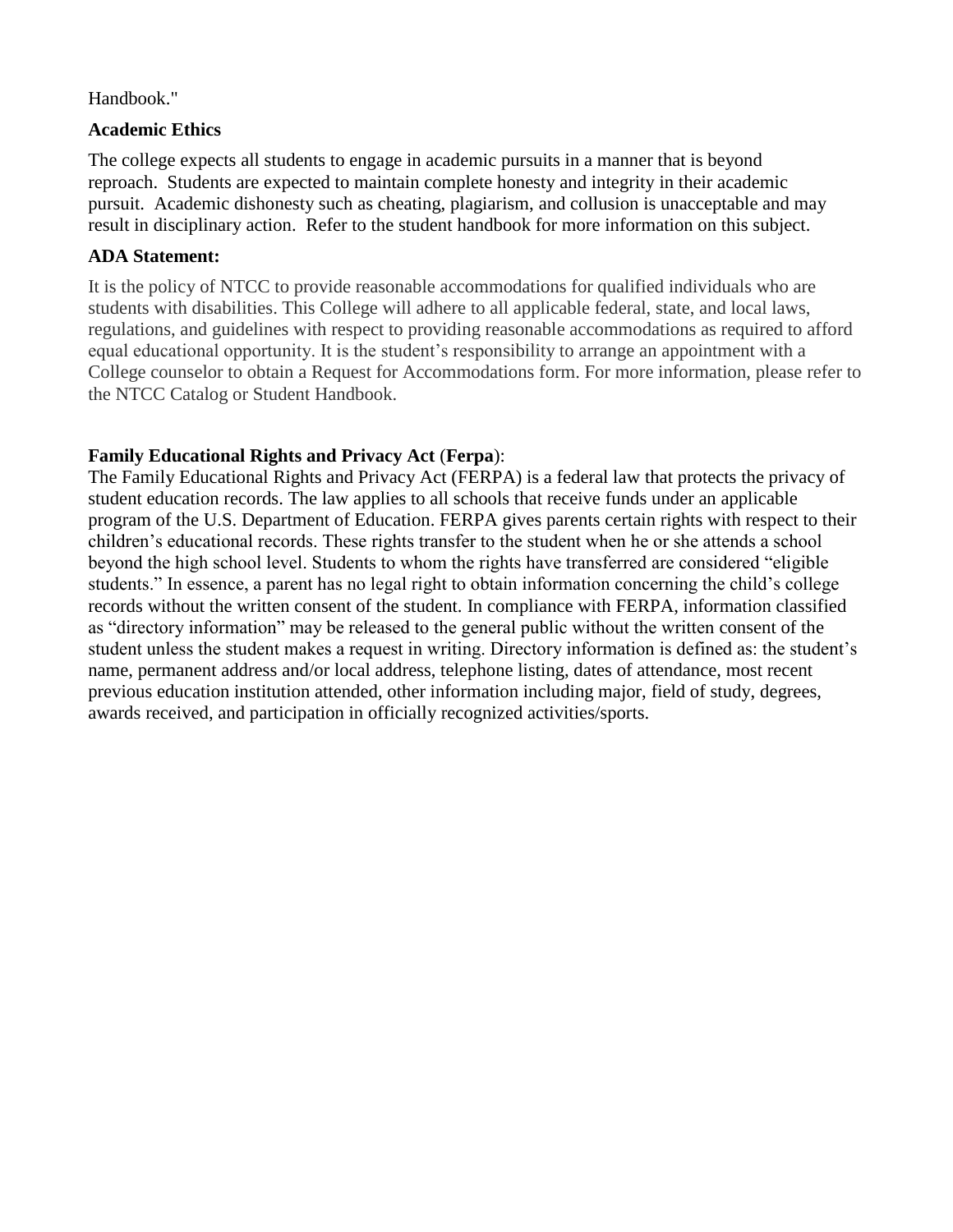Handbook."

**Academic Ethics**

The college expects all students to engage in academic pursuits in a manner that is beyond reproach. Students are expected to maintain complete honesty and integrity in their academic pursuit. Academic dishonesty such as cheating, plagiarism, and collusion is unacceptable and may result in disciplinary action. Refer to the student handbook for more information on this subject.

**ADA Statement:**

It is the policy of NTCC to provide reasonable accommodations for qualified individuals who are students with disabilities. This College will adhere to all applicable federal, state, and local laws, regulations, and guidelines with respect to providing reasonable accommodations as required to afford equal educational opportunity. It is the student's responsibility to arrange an appointment with a College counselor to obtain a Request for Accommodations form. For more information, please refer to the NTCC Catalog or Student Handbook.

**Family Educational Rights and Privacy Act (Ferpa)**:

The Family Educational Rights and Privacy Act (FERPA) is a federal law that protects the privacy of student education records. The law applies to all schools that receive funds under an applicable program of the U.S. Department of Education. FERPA gives parents certain rights with respect to their children's educational records. These rights transfer to the student when he or she attends a school beyond the high school level. Students to whom the rights have transferred are considered "eligible students." In essence, a parent has no legal right to obtain information concerning the child's college records without the written consent of the student. In compliance with FERPA, information classified as "directory information" may be released to the general public without the written consent of the student unless the student makes a request in writing. Directory information is defined as: the student's name, permanent address and/or local address, telephone listing, dates of attendance, most recent previous education institution attended, other information including major, field of study, degrees, awards received, and participation in officially recognized activities/sports.